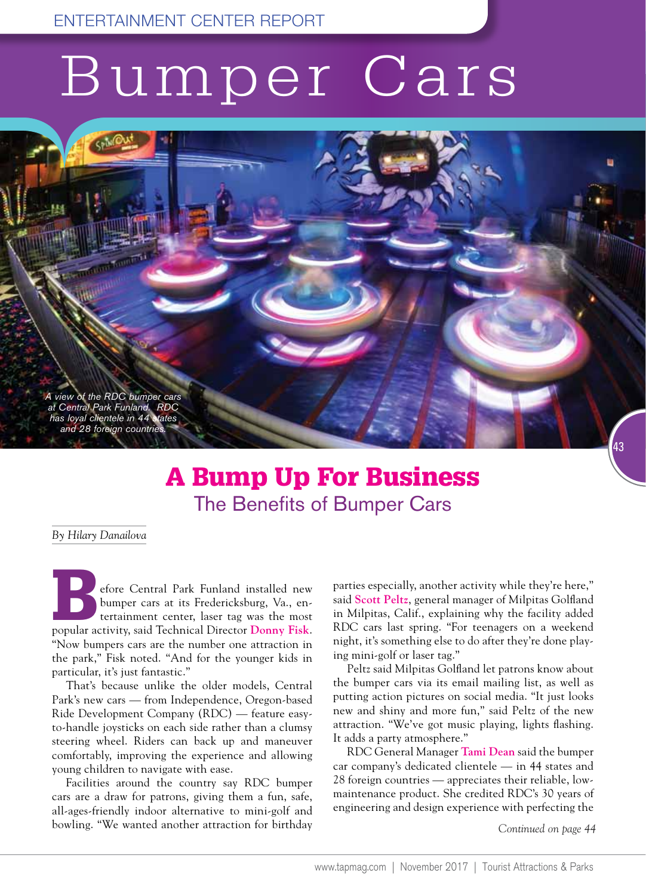ENTERTAINMENT CENTER REPORT

# Bumper Cars

*A view of the RDC bumper cars at Central Park Funland. RDC has loyal clientele in 44 states and 28 foreign countries.*

## A Bump Up For Business

### The Benefits of Bumper Cars

*By Hilary Danailova*

Before Central Park Funland installed new bumper cars at its Fredericksburg, Va., entertainment center, laser tag was the most popular activity, said Technical Director **Donny Fisk**. "Now bumpers cars are the number one attraction in the park," Fisk noted. "And for the younger kids in particular, it's just fantastic."

That's because unlike the older models, Central Park's new cars — from Independence, Oregon-based Ride Development Company (RDC) — feature easy-to-handle joysticks on each side rather than a clumsy steering wheel. Riders can back up and maneuver comfortably, improving the experience and allowing young children to navigate with ease.

Facilities around the country say RDC bumper cars are a draw for patrons, giving them a fun, safe, all-ages-friendly indoor alternative to mini-golf and bowling. "We wanted another attraction for birthday parties especially, another activity while they're here," said **Scott Peltz**, general manager of Milpitas Golfland in Milpitas, Calif., explaining why the facility added RDC cars last spring. "For teenagers on a weekend night, it's something else to do after they're done playing mini-golf or laser tag."

Peltz said Milpitas Golfland let patrons know about the bumper cars via its email mailing list, as well as putting action pictures on social media. "It just looks new and shiny and more fun," said Peltz of the new attraction. "We've got music playing, lights flashing. It adds a party atmosphere."

RDC General Manager **Tami Dean** said the bumper car company's dedicated clientele — in 44 states and 28 foreign countries — appreciates their reliable, low-maintenance product. She credited RDC's 30 years of engineering and design experience with perfecting the

*Continued on page 44*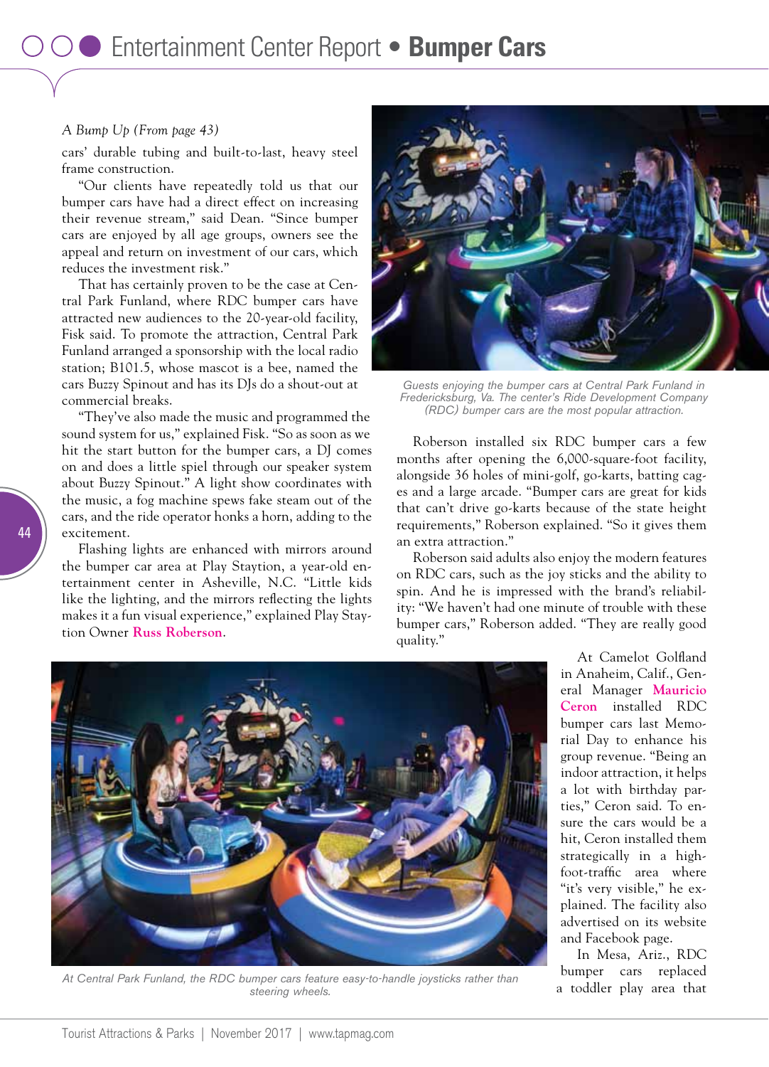*A Bump Up (From page 43)*

cars' durable tubing and built-to-last, heavy steel frame construction.

"Our clients have repeatedly told us that our bumper cars have had a direct effect on increasing their revenue stream," said Dean. "Since bumper cars are enjoyed by all age groups, owners see the appeal and return on investment of our cars, which reduces the investment risk."

That has certainly proven to be the case at Central Park Funland, where RDC bumper cars have attracted new audiences to the 20-year-old facility, Fisk said. To promote the attraction, Central Park Funland arranged a sponsorship with the local radio station; B101.5, whose mascot is a bee, named the cars Buzzy Spinout and has its DJs do a shout-out at commercial breaks.

"They've also made the music and programmed the sound system for us," explained Fisk. "So as soon as we hit the start button for the bumper cars, a DJ comes on and does a little spiel through our speaker system about Buzzy Spinout." A light show coordinates with the music, a fog machine spews fake steam out of the cars, and the ride operator honks a horn, adding to the excitement.

Flashing lights are enhanced with mirrors around the bumper car area at Play Staytion, a year-old entertainment center in Asheville, N.C. "Little kids like the lighting, and the mirrors reflecting the lights makes it a fun visual experience," explained Play Staytion Owner **Russ Roberson**.

Guests enjoying the bumper cars at Central Park Funland in Fredericksburg, Va. The center's Ride Development Company (RDC) bumper cars are the most popular attraction.

Roberson installed six RDC bumper cars a few months after opening the 6,000-square-foot facility, alongside 36 holes of mini-golf, go-karts, batting cages and a large arcade. "Bumper cars are great for kids that can't drive go-karts because of the state height requirements," Roberson explained. "So it gives them an extra attraction."

Roberson said adults also enjoy the modern features on RDC cars, such as the joy sticks and the ability to spin. And he is impressed with the brand's reliability: "We haven't had one minute of trouble with these bumper cars," Roberson added. "They are really good quality."

At Camelot Golfland in Anaheim, Calif., General Manager **Mauricio Ceron** installed RDC bumper cars last Memorial Day to enhance his group revenue. "Being an indoor attraction, it helps a lot with birthday parties," Ceron said. To ensure the cars would be a hit, Ceron installed them strategically in a high-foot-traffic area where "it's very visible," he explained. The facility also advertised on its website and Facebook page.

In Mesa, Ariz., RDC bumper cars replaced a toddler play area that

At Central Park Funland, the RDC bumper cars feature easy-to-handle joysticks rather than steering wheels.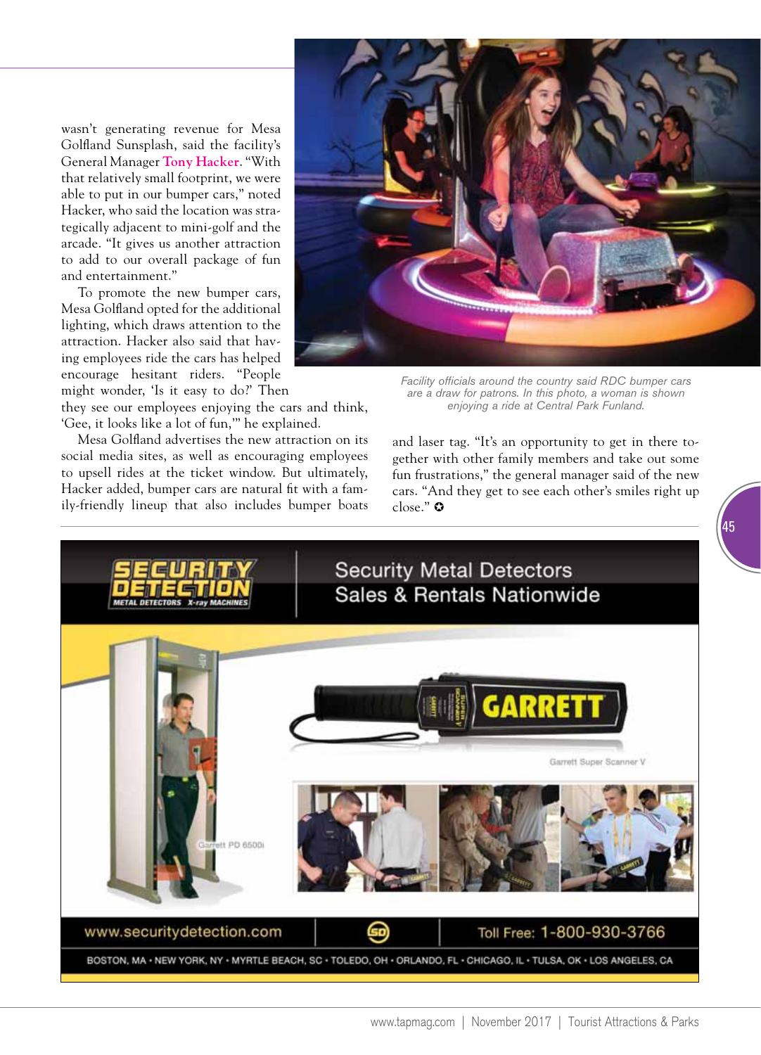wasn't generating revenue for Mesa Golfland Sunsplash, said the facility's General Manager **Tony Hacker**. "With that relatively small footprint, we were able to put in our bumper cars," noted Hacker, who said the location was strategically adjacent to mini-golf and the arcade. "It gives us another attraction to add to our overall package of fun and entertainment."

To promote the new bumper cars, Mesa Golfland opted for the additional lighting, which draws attention to the attraction. Hacker also said that having employees ride the cars has helped encourage hesitant riders. "People might wonder, 'Is it easy to do?' Then they see our employees enjoying the cars and think, 'Gee, it looks like a lot of fun,'" he explained.

Mesa Golfland advertises the new attraction on its social media sites, as well as encouraging employees to upsell rides at the ticket window. But ultimately, Hacker added, bumper cars are natural fit with a family-friendly lineup that also includes bumper boats and laser tag. "It's an opportunity to get in there together with other family members and take out some fun frustrations," the general manager said of the new cars. "And they get to see each other's smiles right up close." ✪

*Facility officials around the country said RDC bumper cars are a draw for patrons. In this photo, a woman is shown enjoying a ride at Central Park Funland.*

**SECURITY DETECTION** METAL DETECTORS X-ray MACHINES

Security Metal Detectors
Sales & Rentals Nationwide

GARRETT

Garrett Super Scanner V

Garrett PD 6500i

www.securitydetection.com

Toll Free: 1-800-930-3766

BOSTON, MA • NEW YORK, NY • MYRTLE BEACH, SC • TOLEDO, OH • ORLANDO, FL • CHICAGO, IL • TULSA, OK • LOS ANGELES, CA